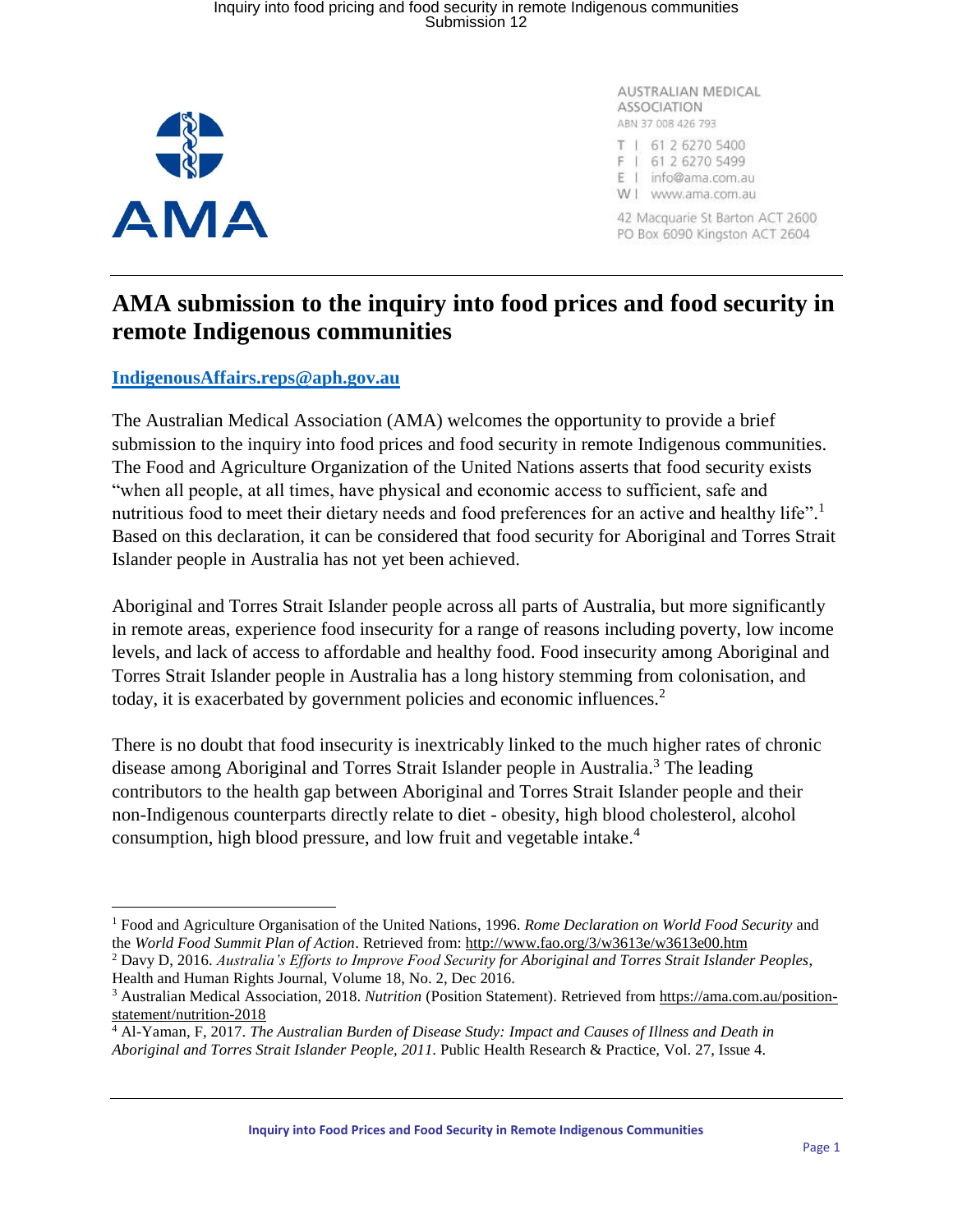AUSTRALIAN MEDICAL ASSOCIATION
ABN 37 008 426 793

T | 61 2 6270 5400
F | 61 2 6270 5499
E | info@ama.com.au
W | www.ama.com.au

42 Macquarie St Barton ACT 2600
PO Box 6090 Kingston ACT 2604

# AMA submission to the inquiry into food prices and food security in remote Indigenous communities

**IndigenousAffairs.reps@aph.gov.au**

The Australian Medical Association (AMA) welcomes the opportunity to provide a brief submission to the inquiry into food prices and food security in remote Indigenous communities. The Food and Agriculture Organization of the United Nations asserts that food security exists "when all people, at all times, have physical and economic access to sufficient, safe and nutritious food to meet their dietary needs and food preferences for an active and healthy life".[1] Based on this declaration, it can be considered that food security for Aboriginal and Torres Strait Islander people in Australia has not yet been achieved.

Aboriginal and Torres Strait Islander people across all parts of Australia, but more significantly in remote areas, experience food insecurity for a range of reasons including poverty, low income levels, and lack of access to affordable and healthy food. Food insecurity among Aboriginal and Torres Strait Islander people in Australia has a long history stemming from colonisation, and today, it is exacerbated by government policies and economic influences.[2]

There is no doubt that food insecurity is inextricably linked to the much higher rates of chronic disease among Aboriginal and Torres Strait Islander people in Australia.[3] The leading contributors to the health gap between Aboriginal and Torres Strait Islander people and their non-Indigenous counterparts directly relate to diet - obesity, high blood cholesterol, alcohol consumption, high blood pressure, and low fruit and vegetable intake.[4]

---

[1] Food and Agriculture Organisation of the United Nations, 1996. *Rome Declaration on World Food Security* and the *World Food Summit Plan of Action*. Retrieved from: http://www.fao.org/3/w3613e/w3613e00.htm

[2] Davy D, 2016. *Australia's Efforts to Improve Food Security for Aboriginal and Torres Strait Islander Peoples*, Health and Human Rights Journal, Volume 18, No. 2, Dec 2016.

[3] Australian Medical Association, 2018. *Nutrition* (Position Statement). Retrieved from https://ama.com.au/position-statement/nutrition-2018

[4] Al-Yaman, F, 2017. *The Australian Burden of Disease Study: Impact and Causes of Illness and Death in Aboriginal and Torres Strait Islander People, 2011*. Public Health Research & Practice, Vol. 27, Issue 4.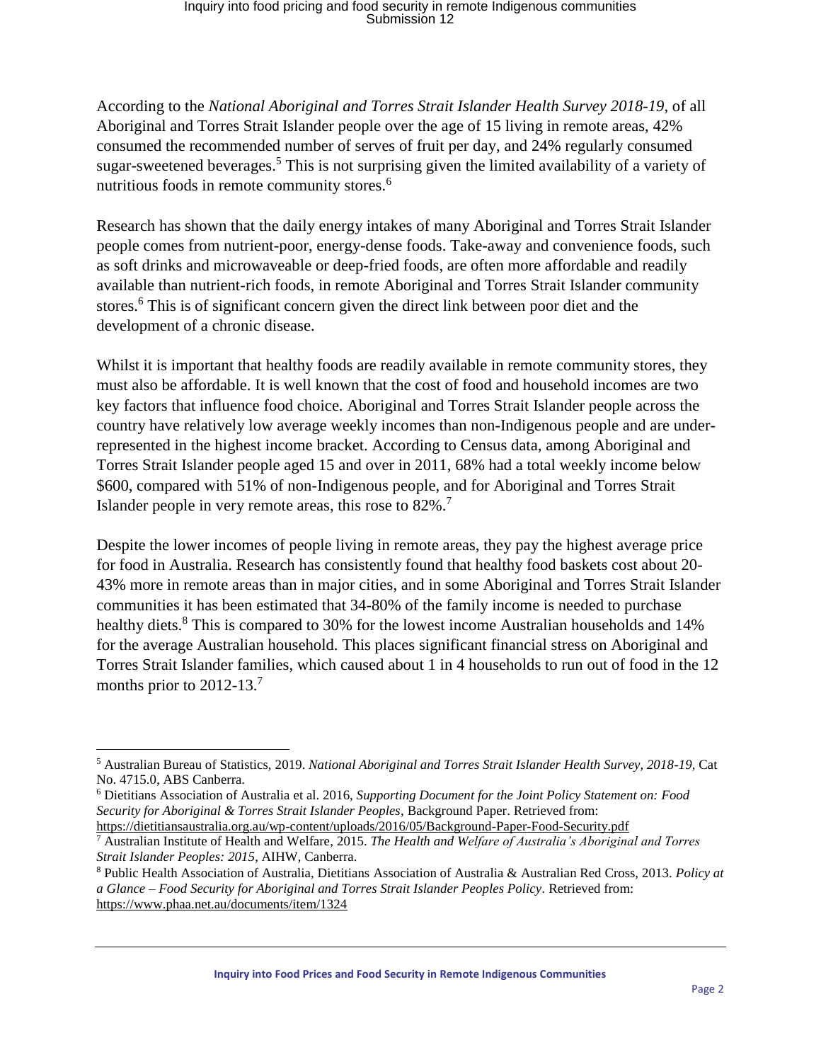According to the *National Aboriginal and Torres Strait Islander Health Survey 2018-19*, of all Aboriginal and Torres Strait Islander people over the age of 15 living in remote areas, 42% consumed the recommended number of serves of fruit per day, and 24% regularly consumed sugar-sweetened beverages.[5] This is not surprising given the limited availability of a variety of nutritious foods in remote community stores.[6]

Research has shown that the daily energy intakes of many Aboriginal and Torres Strait Islander people comes from nutrient-poor, energy-dense foods. Take-away and convenience foods, such as soft drinks and microwaveable or deep-fried foods, are often more affordable and readily available than nutrient-rich foods, in remote Aboriginal and Torres Strait Islander community stores.[6] This is of significant concern given the direct link between poor diet and the development of a chronic disease.

Whilst it is important that healthy foods are readily available in remote community stores, they must also be affordable. It is well known that the cost of food and household incomes are two key factors that influence food choice. Aboriginal and Torres Strait Islander people across the country have relatively low average weekly incomes than non-Indigenous people and are under-represented in the highest income bracket. According to Census data, among Aboriginal and Torres Strait Islander people aged 15 and over in 2011, 68% had a total weekly income below \$600, compared with 51% of non-Indigenous people, and for Aboriginal and Torres Strait Islander people in very remote areas, this rose to 82%.[7]

Despite the lower incomes of people living in remote areas, they pay the highest average price for food in Australia. Research has consistently found that healthy food baskets cost about 20-43% more in remote areas than in major cities, and in some Aboriginal and Torres Strait Islander communities it has been estimated that 34-80% of the family income is needed to purchase healthy diets.[8] This is compared to 30% for the lowest income Australian households and 14% for the average Australian household. This places significant financial stress on Aboriginal and Torres Strait Islander families, which caused about 1 in 4 households to run out of food in the 12 months prior to 2012-13.[7]

---

[5] Australian Bureau of Statistics, 2019. *National Aboriginal and Torres Strait Islander Health Survey, 2018-19*, Cat No. 4715.0, ABS Canberra.

[6] Dietitians Association of Australia et al. 2016, *Supporting Document for the Joint Policy Statement on: Food Security for Aboriginal & Torres Strait Islander Peoples*, Background Paper. Retrieved from: https://dietitiansaustralia.org.au/wp-content/uploads/2016/05/Background-Paper-Food-Security.pdf

[7] Australian Institute of Health and Welfare, 2015. *The Health and Welfare of Australia's Aboriginal and Torres Strait Islander Peoples: 2015*, AIHW, Canberra.

[8] Public Health Association of Australia, Dietitians Association of Australia & Australian Red Cross, 2013. *Policy at a Glance – Food Security for Aboriginal and Torres Strait Islander Peoples Policy*. Retrieved from: https://www.phaa.net.au/documents/item/1324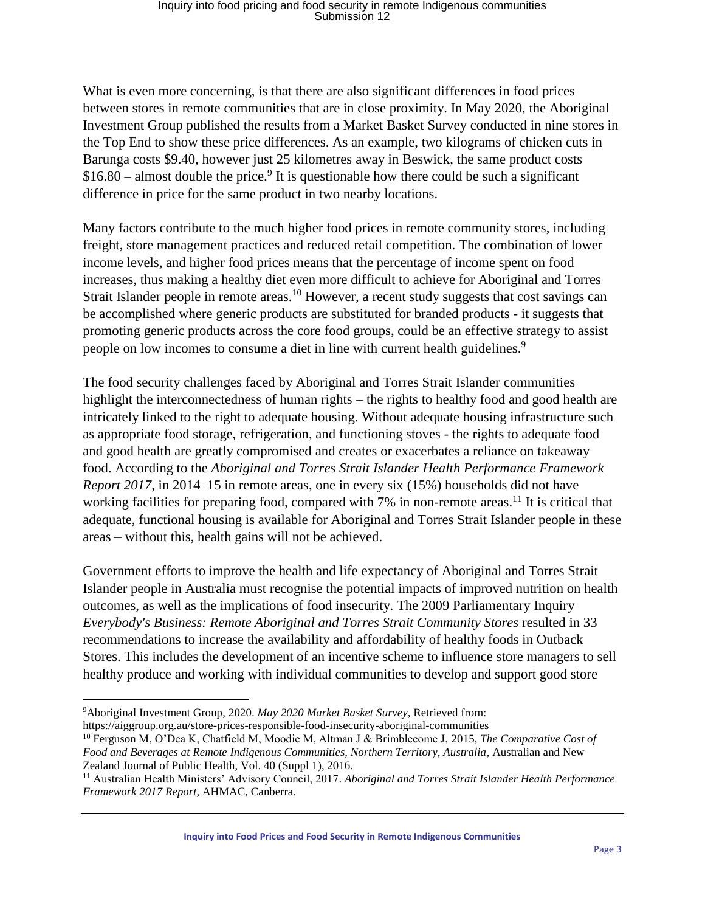What is even more concerning, is that there are also significant differences in food prices between stores in remote communities that are in close proximity. In May 2020, the Aboriginal Investment Group published the results from a Market Basket Survey conducted in nine stores in the Top End to show these price differences. As an example, two kilograms of chicken cuts in Barunga costs $9.40, however just 25 kilometres away in Beswick, the same product costs $16.80 – almost double the price.[9] It is questionable how there could be such a significant difference in price for the same product in two nearby locations.

Many factors contribute to the much higher food prices in remote community stores, including freight, store management practices and reduced retail competition. The combination of lower income levels, and higher food prices means that the percentage of income spent on food increases, thus making a healthy diet even more difficult to achieve for Aboriginal and Torres Strait Islander people in remote areas.[10] However, a recent study suggests that cost savings can be accomplished where generic products are substituted for branded products - it suggests that promoting generic products across the core food groups, could be an effective strategy to assist people on low incomes to consume a diet in line with current health guidelines.[9]

The food security challenges faced by Aboriginal and Torres Strait Islander communities highlight the interconnectedness of human rights – the rights to healthy food and good health are intricately linked to the right to adequate housing. Without adequate housing infrastructure such as appropriate food storage, refrigeration, and functioning stoves - the rights to adequate food and good health are greatly compromised and creates or exacerbates a reliance on takeaway food. According to the *Aboriginal and Torres Strait Islander Health Performance Framework Report 2017*, in 2014–15 in remote areas, one in every six (15%) households did not have working facilities for preparing food, compared with 7% in non-remote areas.[11] It is critical that adequate, functional housing is available for Aboriginal and Torres Strait Islander people in these areas – without this, health gains will not be achieved.

Government efforts to improve the health and life expectancy of Aboriginal and Torres Strait Islander people in Australia must recognise the potential impacts of improved nutrition on health outcomes, as well as the implications of food insecurity. The 2009 Parliamentary Inquiry *Everybody's Business: Remote Aboriginal and Torres Strait Community Stores* resulted in 33 recommendations to increase the availability and affordability of healthy foods in Outback Stores. This includes the development of an incentive scheme to influence store managers to sell healthy produce and working with individual communities to develop and support good store

---

[9] Aboriginal Investment Group, 2020. *May 2020 Market Basket Survey*, Retrieved from: https://aiggroup.org.au/store-prices-responsible-food-insecurity-aboriginal-communities

[10] Ferguson M, O'Dea K, Chatfield M, Moodie M, Altman J & Brimblecome J, 2015, *The Comparative Cost of Food and Beverages at Remote Indigenous Communities, Northern Territory, Australia*, Australian and New Zealand Journal of Public Health, Vol. 40 (Suppl 1), 2016.

[11] Australian Health Ministers' Advisory Council, 2017. *Aboriginal and Torres Strait Islander Health Performance Framework 2017 Report*, AHMAC, Canberra.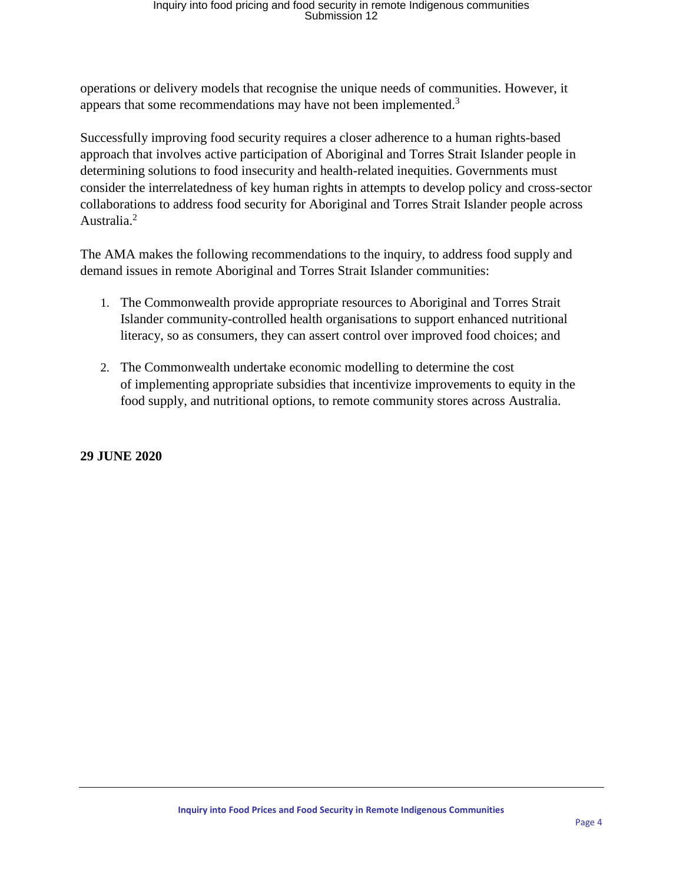operations or delivery models that recognise the unique needs of communities. However, it appears that some recommendations may have not been implemented.[3]

Successfully improving food security requires a closer adherence to a human rights-based approach that involves active participation of Aboriginal and Torres Strait Islander people in determining solutions to food insecurity and health-related inequities. Governments must consider the interrelatedness of key human rights in attempts to develop policy and cross-sector collaborations to address food security for Aboriginal and Torres Strait Islander people across Australia.[2]

The AMA makes the following recommendations to the inquiry, to address food supply and demand issues in remote Aboriginal and Torres Strait Islander communities:

1. The Commonwealth provide appropriate resources to Aboriginal and Torres Strait Islander community-controlled health organisations to support enhanced nutritional literacy, so as consumers, they can assert control over improved food choices; and

2. The Commonwealth undertake economic modelling to determine the cost of implementing appropriate subsidies that incentivize improvements to equity in the food supply, and nutritional options, to remote community stores across Australia.

**29 JUNE 2020**